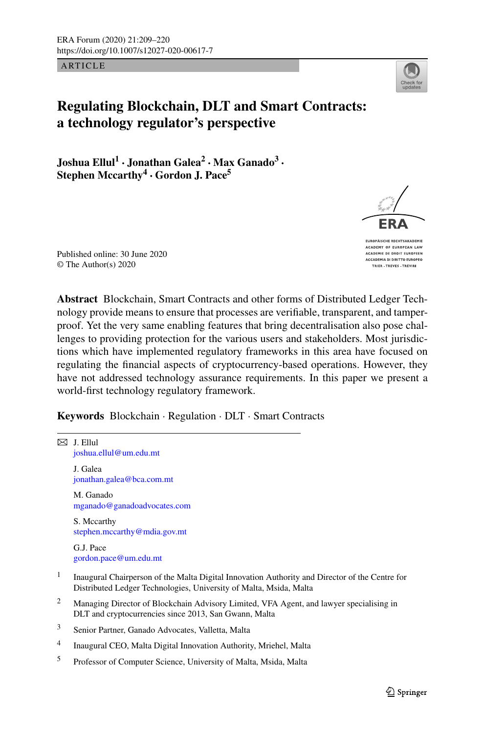ARTICLE

# Regulating Blockchain, DLT and Smart Contracts: a technology regulator's perspective

**Joshua Ellul[1] · Jonathan Galea[2] · Max Ganado[3] · Stephen Mccarthy[4] · Gordon J. Pace[5]**

Published online: 30 June 2020
© The Author(s) 2020

**Abstract** Blockchain, Smart Contracts and other forms of Distributed Ledger Technology provide means to ensure that processes are verifiable, transparent, and tamper-proof. Yet the very same enabling features that bring decentralisation also pose challenges to providing protection for the various users and stakeholders. Most jurisdictions which have implemented regulatory frameworks in this area have focused on regulating the financial aspects of cryptocurrency-based operations. However, they have not addressed technology assurance requirements. In this paper we present a world-first technology regulatory framework.

**Keywords** Blockchain · Regulation · DLT · Smart Contracts

---

✉ J. Ellul
joshua.ellul@um.edu.mt

J. Galea
jonathan.galea@bca.com.mt

M. Ganado
mganado@ganadoadvocates.com

S. Mccarthy
stephen.mccarthy@mdia.gov.mt

G.J. Pace
gordon.pace@um.edu.mt

[1] Inaugural Chairperson of the Malta Digital Innovation Authority and Director of the Centre for Distributed Ledger Technologies, University of Malta, Msida, Malta

[2] Managing Director of Blockchain Advisory Limited, VFA Agent, and lawyer specialising in DLT and cryptocurrencies since 2013, San Gwann, Malta

[3] Senior Partner, Ganado Advocates, Valletta, Malta

[4] Inaugural CEO, Malta Digital Innovation Authority, Mriehel, Malta

[5] Professor of Computer Science, University of Malta, Msida, Malta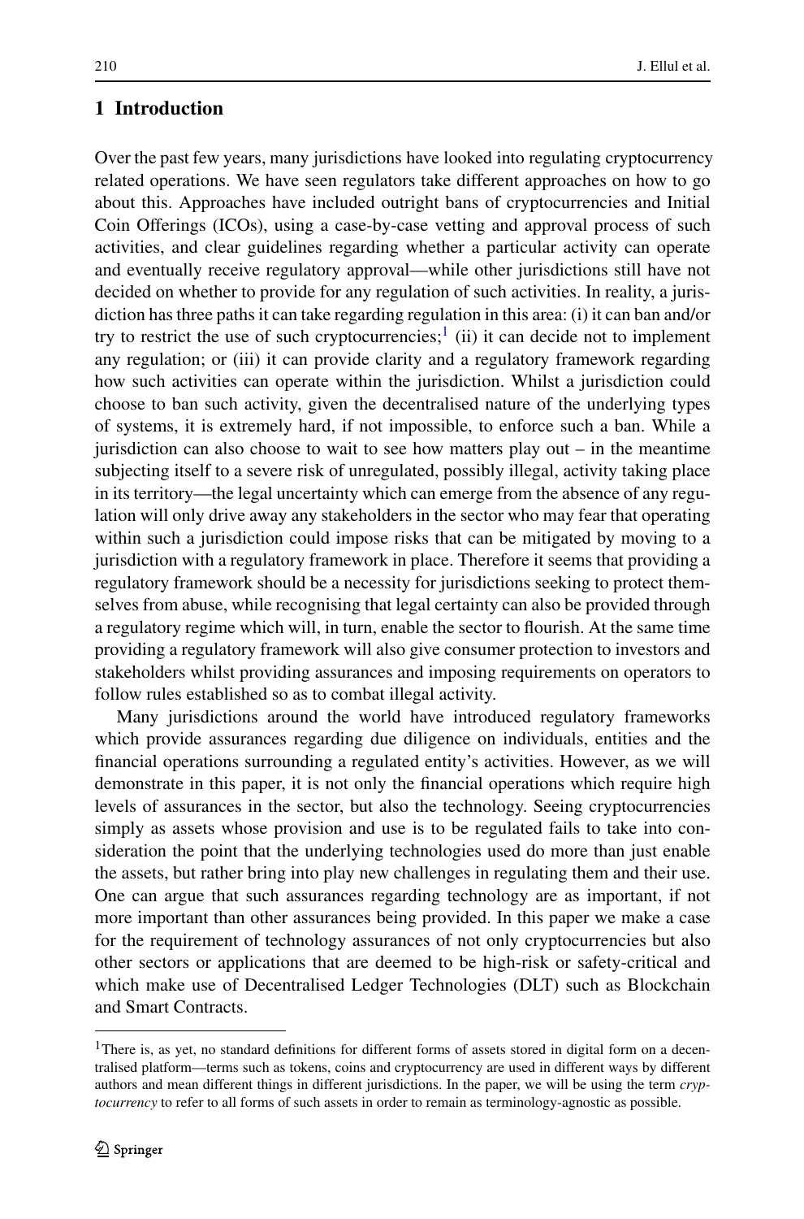## 1 Introduction

Over the past few years, many jurisdictions have looked into regulating cryptocurrency related operations. We have seen regulators take different approaches on how to go about this. Approaches have included outright bans of cryptocurrencies and Initial Coin Offerings (ICOs), using a case-by-case vetting and approval process of such activities, and clear guidelines regarding whether a particular activity can operate and eventually receive regulatory approval—while other jurisdictions still have not decided on whether to provide for any regulation of such activities. In reality, a jurisdiction has three paths it can take regarding regulation in this area: (i) it can ban and/or try to restrict the use of such cryptocurrencies;[1] (ii) it can decide not to implement any regulation; or (iii) it can provide clarity and a regulatory framework regarding how such activities can operate within the jurisdiction. Whilst a jurisdiction could choose to ban such activity, given the decentralised nature of the underlying types of systems, it is extremely hard, if not impossible, to enforce such a ban. While a jurisdiction can also choose to wait to see how matters play out – in the meantime subjecting itself to a severe risk of unregulated, possibly illegal, activity taking place in its territory—the legal uncertainty which can emerge from the absence of any regulation will only drive away any stakeholders in the sector who may fear that operating within such a jurisdiction could impose risks that can be mitigated by moving to a jurisdiction with a regulatory framework in place. Therefore it seems that providing a regulatory framework should be a necessity for jurisdictions seeking to protect themselves from abuse, while recognising that legal certainty can also be provided through a regulatory regime which will, in turn, enable the sector to flourish. At the same time providing a regulatory framework will also give consumer protection to investors and stakeholders whilst providing assurances and imposing requirements on operators to follow rules established so as to combat illegal activity.

Many jurisdictions around the world have introduced regulatory frameworks which provide assurances regarding due diligence on individuals, entities and the financial operations surrounding a regulated entity's activities. However, as we will demonstrate in this paper, it is not only the financial operations which require high levels of assurances in the sector, but also the technology. Seeing cryptocurrencies simply as assets whose provision and use is to be regulated fails to take into consideration the point that the underlying technologies used do more than just enable the assets, but rather bring into play new challenges in regulating them and their use. One can argue that such assurances regarding technology are as important, if not more important than other assurances being provided. In this paper we make a case for the requirement of technology assurances of not only cryptocurrencies but also other sectors or applications that are deemed to be high-risk or safety-critical and which make use of Decentralised Ledger Technologies (DLT) such as Blockchain and Smart Contracts.

---

[1] There is, as yet, no standard definitions for different forms of assets stored in digital form on a decentralised platform—terms such as tokens, coins and cryptocurrency are used in different ways by different authors and mean different things in different jurisdictions. In the paper, we will be using the term *cryptocurrency* to refer to all forms of such assets in order to remain as terminology-agnostic as possible.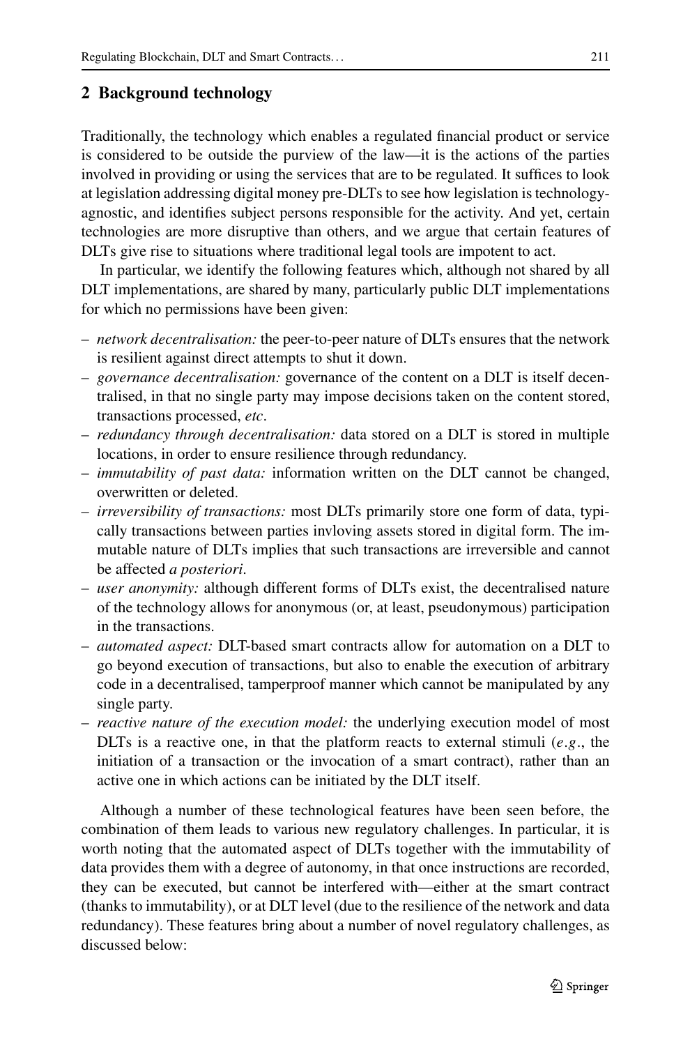## 2 Background technology

Traditionally, the technology which enables a regulated financial product or service is considered to be outside the purview of the law—it is the actions of the parties involved in providing or using the services that are to be regulated. It suffices to look at legislation addressing digital money pre-DLTs to see how legislation is technology-agnostic, and identifies subject persons responsible for the activity. And yet, certain technologies are more disruptive than others, and we argue that certain features of DLTs give rise to situations where traditional legal tools are impotent to act.

In particular, we identify the following features which, although not shared by all DLT implementations, are shared by many, particularly public DLT implementations for which no permissions have been given:

- *network decentralisation:* the peer-to-peer nature of DLTs ensures that the network is resilient against direct attempts to shut it down.
- *governance decentralisation:* governance of the content on a DLT is itself decentralised, in that no single party may impose decisions taken on the content stored, transactions processed, *etc*.
- *redundancy through decentralisation:* data stored on a DLT is stored in multiple locations, in order to ensure resilience through redundancy.
- *immutability of past data:* information written on the DLT cannot be changed, overwritten or deleted.
- *irreversibility of transactions:* most DLTs primarily store one form of data, typically transactions between parties invloving assets stored in digital form. The immutable nature of DLTs implies that such transactions are irreversible and cannot be affected *a posteriori*.
- *user anonymity:* although different forms of DLTs exist, the decentralised nature of the technology allows for anonymous (or, at least, pseudonymous) participation in the transactions.
- *automated aspect:* DLT-based smart contracts allow for automation on a DLT to go beyond execution of transactions, but also to enable the execution of arbitrary code in a decentralised, tamperproof manner which cannot be manipulated by any single party.
- *reactive nature of the execution model:* the underlying execution model of most DLTs is a reactive one, in that the platform reacts to external stimuli (*e.g.*, the initiation of a transaction or the invocation of a smart contract), rather than an active one in which actions can be initiated by the DLT itself.

Although a number of these technological features have been seen before, the combination of them leads to various new regulatory challenges. In particular, it is worth noting that the automated aspect of DLTs together with the immutability of data provides them with a degree of autonomy, in that once instructions are recorded, they can be executed, but cannot be interfered with—either at the smart contract (thanks to immutability), or at DLT level (due to the resilience of the network and data redundancy). These features bring about a number of novel regulatory challenges, as discussed below: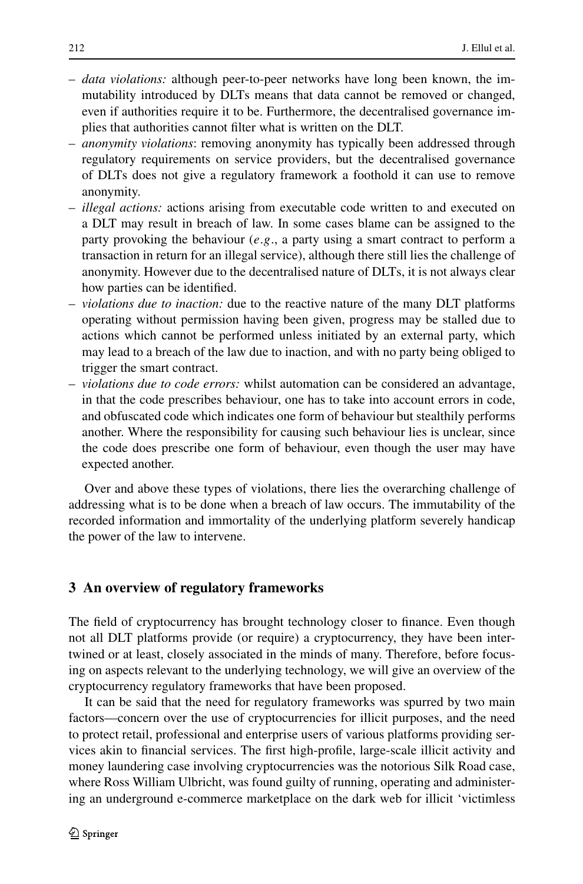- *data violations:* although peer-to-peer networks have long been known, the immutability introduced by DLTs means that data cannot be removed or changed, even if authorities require it to be. Furthermore, the decentralised governance implies that authorities cannot filter what is written on the DLT.
- *anonymity violations*: removing anonymity has typically been addressed through regulatory requirements on service providers, but the decentralised governance of DLTs does not give a regulatory framework a foothold it can use to remove anonymity.
- *illegal actions:* actions arising from executable code written to and executed on a DLT may result in breach of law. In some cases blame can be assigned to the party provoking the behaviour (*e.g.*, a party using a smart contract to perform a transaction in return for an illegal service), although there still lies the challenge of anonymity. However due to the decentralised nature of DLTs, it is not always clear how parties can be identified.
- *violations due to inaction:* due to the reactive nature of the many DLT platforms operating without permission having been given, progress may be stalled due to actions which cannot be performed unless initiated by an external party, which may lead to a breach of the law due to inaction, and with no party being obliged to trigger the smart contract.
- *violations due to code errors:* whilst automation can be considered an advantage, in that the code prescribes behaviour, one has to take into account errors in code, and obfuscated code which indicates one form of behaviour but stealthily performs another. Where the responsibility for causing such behaviour lies is unclear, since the code does prescribe one form of behaviour, even though the user may have expected another.

Over and above these types of violations, there lies the overarching challenge of addressing what is to be done when a breach of law occurs. The immutability of the recorded information and immortality of the underlying platform severely handicap the power of the law to intervene.

## 3 An overview of regulatory frameworks

The field of cryptocurrency has brought technology closer to finance. Even though not all DLT platforms provide (or require) a cryptocurrency, they have been intertwined or at least, closely associated in the minds of many. Therefore, before focusing on aspects relevant to the underlying technology, we will give an overview of the cryptocurrency regulatory frameworks that have been proposed.

It can be said that the need for regulatory frameworks was spurred by two main factors—concern over the use of cryptocurrencies for illicit purposes, and the need to protect retail, professional and enterprise users of various platforms providing services akin to financial services. The first high-profile, large-scale illicit activity and money laundering case involving cryptocurrencies was the notorious Silk Road case, where Ross William Ulbricht, was found guilty of running, operating and administering an underground e-commerce marketplace on the dark web for illicit 'victimless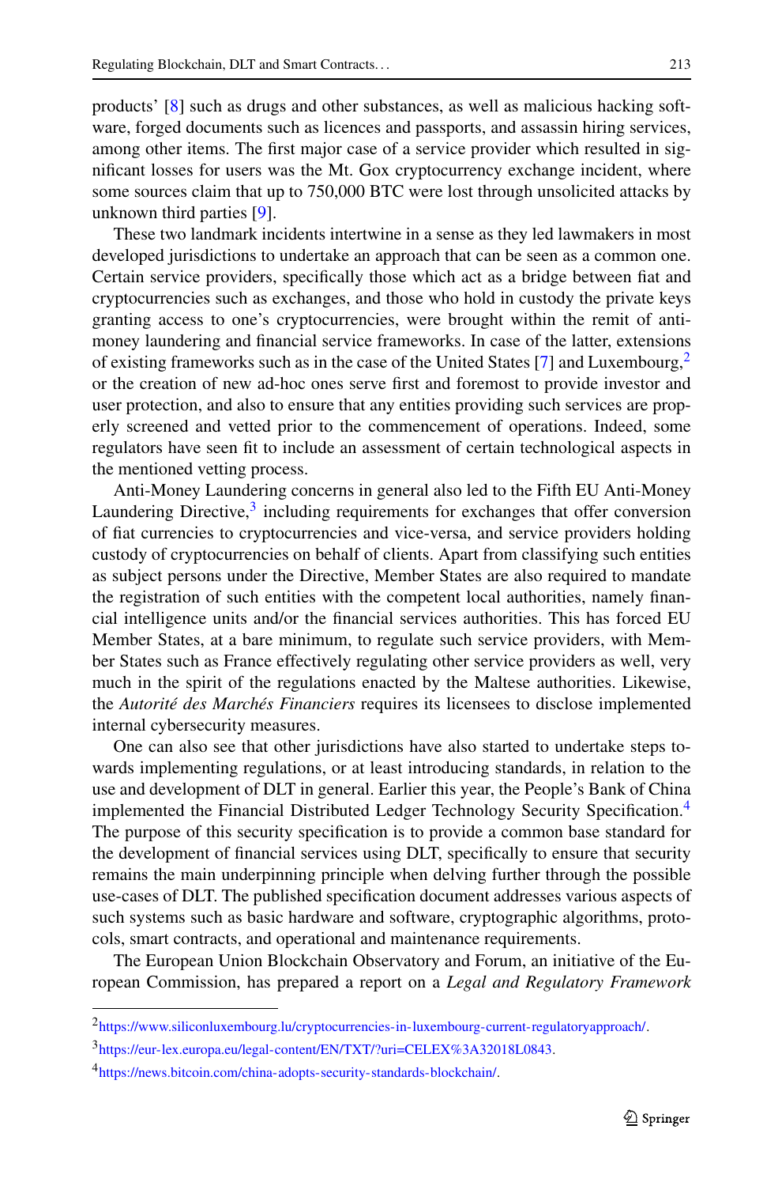products' [8] such as drugs and other substances, as well as malicious hacking software, forged documents such as licences and passports, and assassin hiring services, among other items. The first major case of a service provider which resulted in significant losses for users was the Mt. Gox cryptocurrency exchange incident, where some sources claim that up to 750,000 BTC were lost through unsolicited attacks by unknown third parties [9].

These two landmark incidents intertwine in a sense as they led lawmakers in most developed jurisdictions to undertake an approach that can be seen as a common one. Certain service providers, specifically those which act as a bridge between fiat and cryptocurrencies such as exchanges, and those who hold in custody the private keys granting access to one's cryptocurrencies, were brought within the remit of anti-money laundering and financial service frameworks. In case of the latter, extensions of existing frameworks such as in the case of the United States [7] and Luxembourg,[2] or the creation of new ad-hoc ones serve first and foremost to provide investor and user protection, and also to ensure that any entities providing such services are properly screened and vetted prior to the commencement of operations. Indeed, some regulators have seen fit to include an assessment of certain technological aspects in the mentioned vetting process.

Anti-Money Laundering concerns in general also led to the Fifth EU Anti-Money Laundering Directive,[3] including requirements for exchanges that offer conversion of fiat currencies to cryptocurrencies and vice-versa, and service providers holding custody of cryptocurrencies on behalf of clients. Apart from classifying such entities as subject persons under the Directive, Member States are also required to mandate the registration of such entities with the competent local authorities, namely financial intelligence units and/or the financial services authorities. This has forced EU Member States, at a bare minimum, to regulate such service providers, with Member States such as France effectively regulating other service providers as well, very much in the spirit of the regulations enacted by the Maltese authorities. Likewise, the *Autorité des Marchés Financiers* requires its licensees to disclose implemented internal cybersecurity measures.

One can also see that other jurisdictions have also started to undertake steps towards implementing regulations, or at least introducing standards, in relation to the use and development of DLT in general. Earlier this year, the People's Bank of China implemented the Financial Distributed Ledger Technology Security Specification.[4] The purpose of this security specification is to provide a common base standard for the development of financial services using DLT, specifically to ensure that security remains the main underpinning principle when delving further through the possible use-cases of DLT. The published specification document addresses various aspects of such systems such as basic hardware and software, cryptographic algorithms, protocols, smart contracts, and operational and maintenance requirements.

The European Union Blockchain Observatory and Forum, an initiative of the European Commission, has prepared a report on a *Legal and Regulatory Framework*

---

[2] https://www.siliconluxembourg.lu/cryptocurrencies-in-luxembourg-current-regulatoryapproach/.

[3] https://eur-lex.europa.eu/legal-content/EN/TXT/?uri=CELEX%3A32018L0843.

[4] https://news.bitcoin.com/china-adopts-security-standards-blockchain/.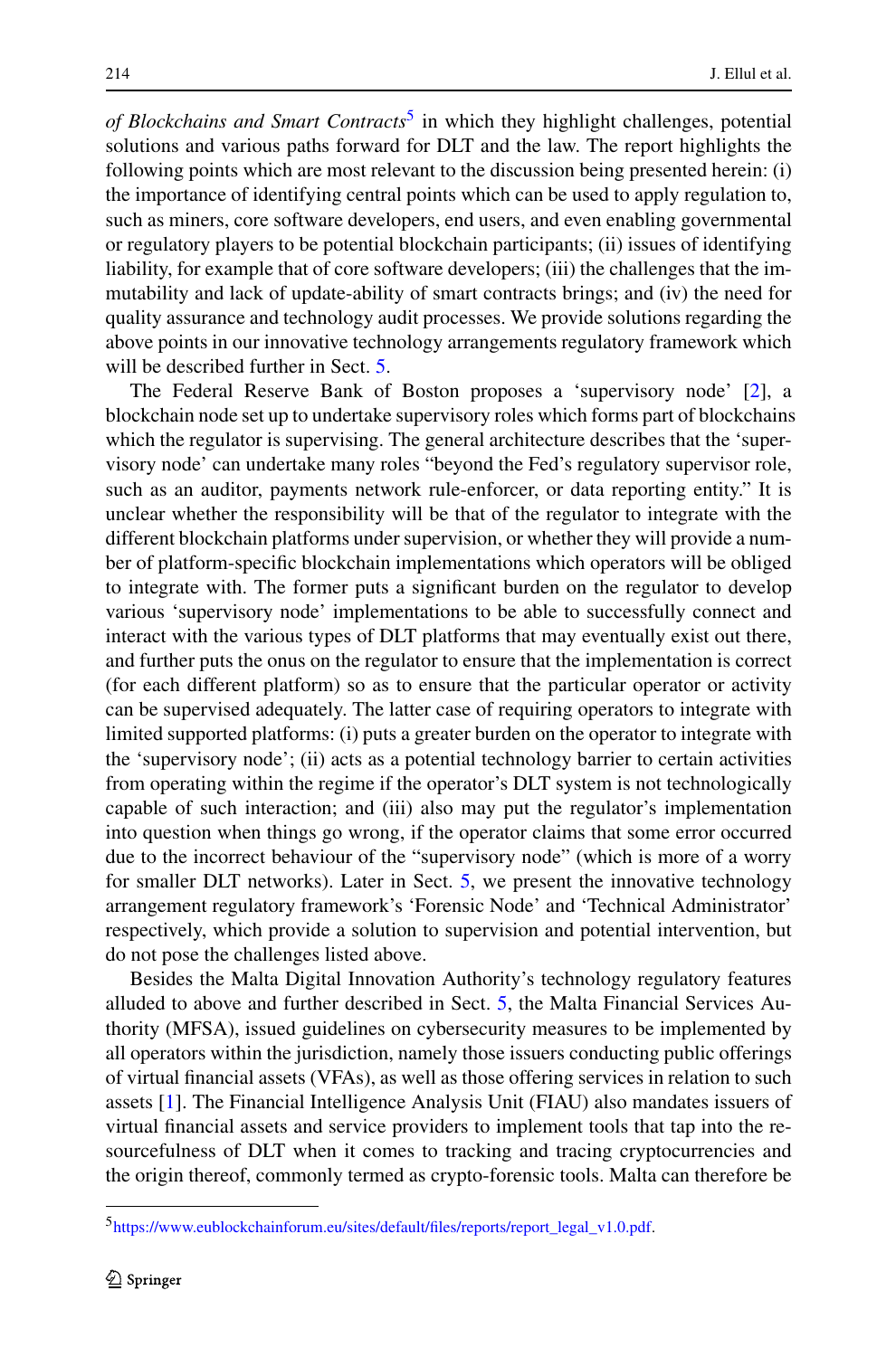*of Blockchains and Smart Contracts*[5] in which they highlight challenges, potential solutions and various paths forward for DLT and the law. The report highlights the following points which are most relevant to the discussion being presented herein: (i) the importance of identifying central points which can be used to apply regulation to, such as miners, core software developers, end users, and even enabling governmental or regulatory players to be potential blockchain participants; (ii) issues of identifying liability, for example that of core software developers; (iii) the challenges that the immutability and lack of update-ability of smart contracts brings; and (iv) the need for quality assurance and technology audit processes. We provide solutions regarding the above points in our innovative technology arrangements regulatory framework which will be described further in Sect. 5.

The Federal Reserve Bank of Boston proposes a 'supervisory node' [2], a blockchain node set up to undertake supervisory roles which forms part of blockchains which the regulator is supervising. The general architecture describes that the 'supervisory node' can undertake many roles "beyond the Fed's regulatory supervisor role, such as an auditor, payments network rule-enforcer, or data reporting entity." It is unclear whether the responsibility will be that of the regulator to integrate with the different blockchain platforms under supervision, or whether they will provide a number of platform-specific blockchain implementations which operators will be obliged to integrate with. The former puts a significant burden on the regulator to develop various 'supervisory node' implementations to be able to successfully connect and interact with the various types of DLT platforms that may eventually exist out there, and further puts the onus on the regulator to ensure that the implementation is correct (for each different platform) so as to ensure that the particular operator or activity can be supervised adequately. The latter case of requiring operators to integrate with limited supported platforms: (i) puts a greater burden on the operator to integrate with the 'supervisory node'; (ii) acts as a potential technology barrier to certain activities from operating within the regime if the operator's DLT system is not technologically capable of such interaction; and (iii) also may put the regulator's implementation into question when things go wrong, if the operator claims that some error occurred due to the incorrect behaviour of the "supervisory node" (which is more of a worry for smaller DLT networks). Later in Sect. 5, we present the innovative technology arrangement regulatory framework's 'Forensic Node' and 'Technical Administrator' respectively, which provide a solution to supervision and potential intervention, but do not pose the challenges listed above.

Besides the Malta Digital Innovation Authority's technology regulatory features alluded to above and further described in Sect. 5, the Malta Financial Services Authority (MFSA), issued guidelines on cybersecurity measures to be implemented by all operators within the jurisdiction, namely those issuers conducting public offerings of virtual financial assets (VFAs), as well as those offering services in relation to such assets [1]. The Financial Intelligence Analysis Unit (FIAU) also mandates issuers of virtual financial assets and service providers to implement tools that tap into the resourcefulness of DLT when it comes to tracking and tracing cryptocurrencies and the origin thereof, commonly termed as crypto-forensic tools. Malta can therefore be

---

[5] https://www.eublockchainforum.eu/sites/default/files/reports/report_legal_v1.0.pdf.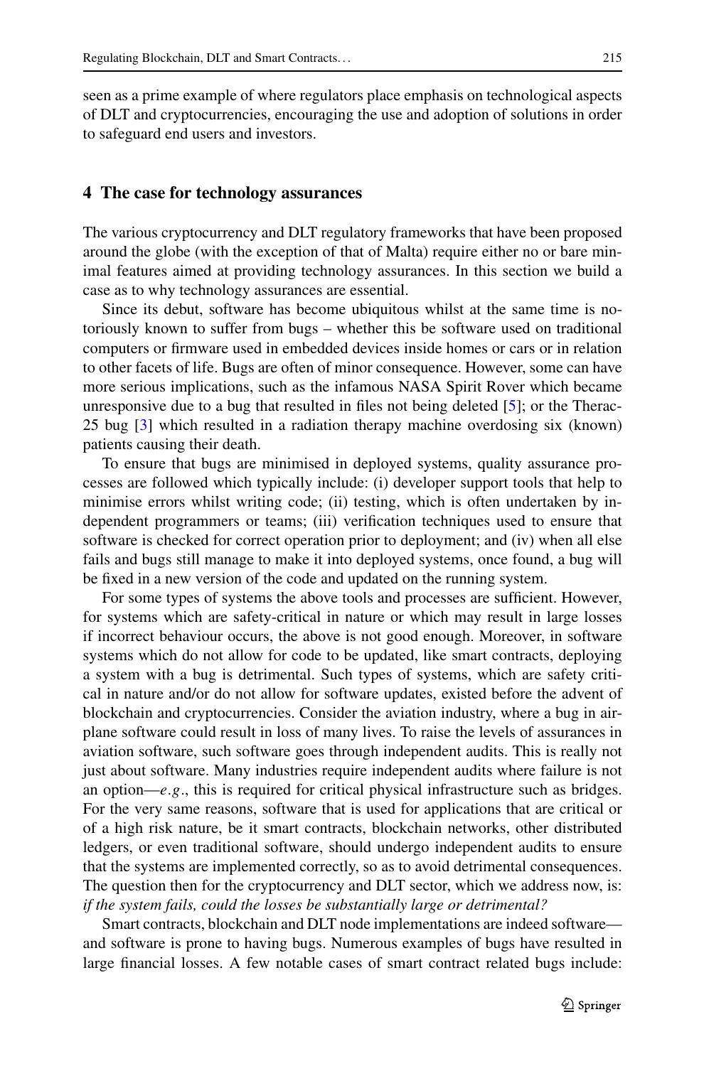seen as a prime example of where regulators place emphasis on technological aspects of DLT and cryptocurrencies, encouraging the use and adoption of solutions in order to safeguard end users and investors.

## 4 The case for technology assurances

The various cryptocurrency and DLT regulatory frameworks that have been proposed around the globe (with the exception of that of Malta) require either no or bare minimal features aimed at providing technology assurances. In this section we build a case as to why technology assurances are essential.

Since its debut, software has become ubiquitous whilst at the same time is notoriously known to suffer from bugs – whether this be software used on traditional computers or firmware used in embedded devices inside homes or cars or in relation to other facets of life. Bugs are often of minor consequence. However, some can have more serious implications, such as the infamous NASA Spirit Rover which became unresponsive due to a bug that resulted in files not being deleted [5]; or the Therac-25 bug [3] which resulted in a radiation therapy machine overdosing six (known) patients causing their death.

To ensure that bugs are minimised in deployed systems, quality assurance processes are followed which typically include: (i) developer support tools that help to minimise errors whilst writing code; (ii) testing, which is often undertaken by independent programmers or teams; (iii) verification techniques used to ensure that software is checked for correct operation prior to deployment; and (iv) when all else fails and bugs still manage to make it into deployed systems, once found, a bug will be fixed in a new version of the code and updated on the running system.

For some types of systems the above tools and processes are sufficient. However, for systems which are safety-critical in nature or which may result in large losses if incorrect behaviour occurs, the above is not good enough. Moreover, in software systems which do not allow for code to be updated, like smart contracts, deploying a system with a bug is detrimental. Such types of systems, which are safety critical in nature and/or do not allow for software updates, existed before the advent of blockchain and cryptocurrencies. Consider the aviation industry, where a bug in airplane software could result in loss of many lives. To raise the levels of assurances in aviation software, such software goes through independent audits. This is really not just about software. Many industries require independent audits where failure is not an option—*e.g.*, this is required for critical physical infrastructure such as bridges. For the very same reasons, software that is used for applications that are critical or of a high risk nature, be it smart contracts, blockchain networks, other distributed ledgers, or even traditional software, should undergo independent audits to ensure that the systems are implemented correctly, so as to avoid detrimental consequences. The question then for the cryptocurrency and DLT sector, which we address now, is: *if the system fails, could the losses be substantially large or detrimental?*

Smart contracts, blockchain and DLT node implementations are indeed software—and software is prone to having bugs. Numerous examples of bugs have resulted in large financial losses. A few notable cases of smart contract related bugs include: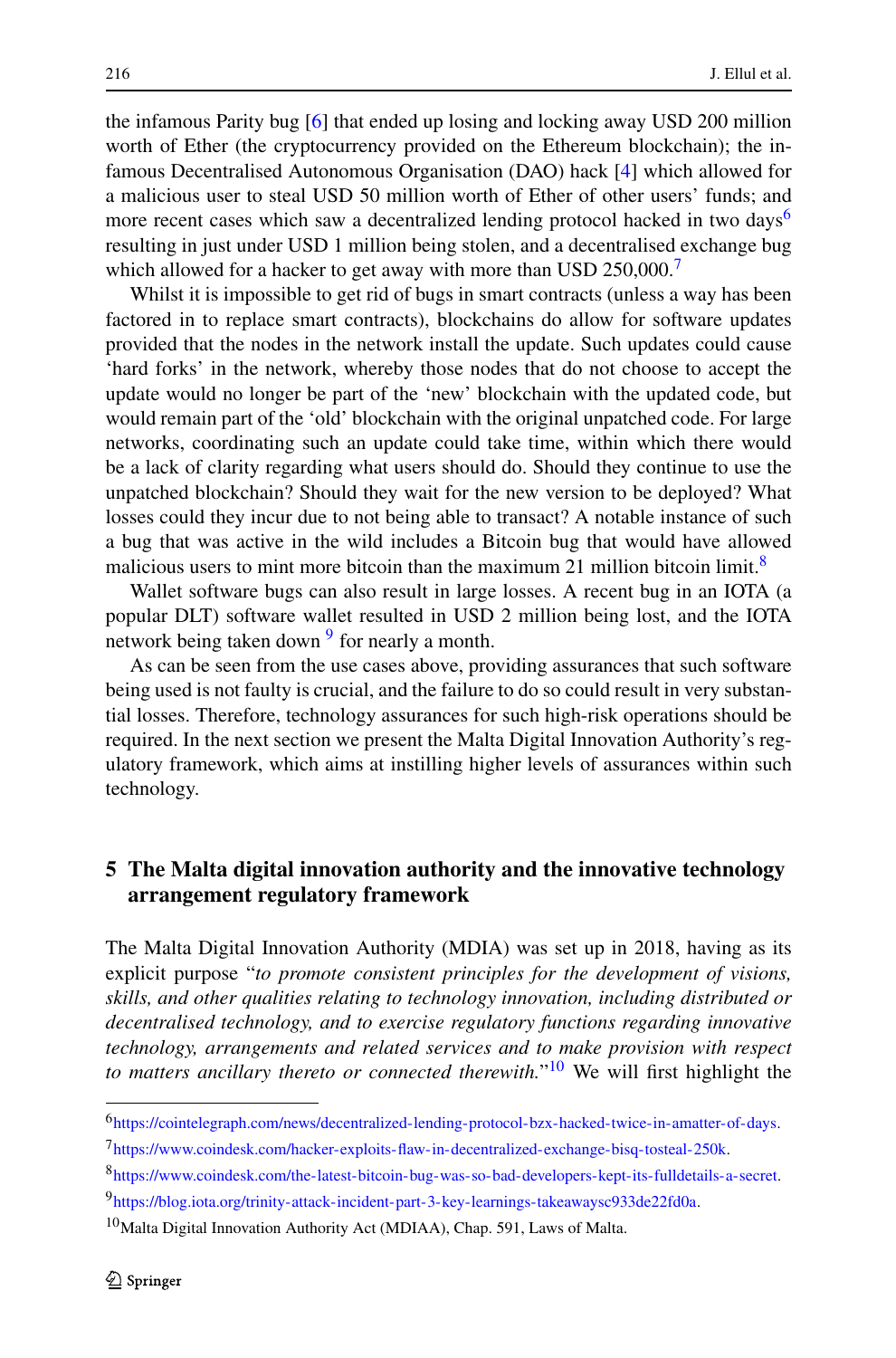the infamous Parity bug [6] that ended up losing and locking away USD 200 million worth of Ether (the cryptocurrency provided on the Ethereum blockchain); the infamous Decentralised Autonomous Organisation (DAO) hack [4] which allowed for a malicious user to steal USD 50 million worth of Ether of other users' funds; and more recent cases which saw a decentralized lending protocol hacked in two days[6] resulting in just under USD 1 million being stolen, and a decentralised exchange bug which allowed for a hacker to get away with more than USD 250,000.[7]

Whilst it is impossible to get rid of bugs in smart contracts (unless a way has been factored in to replace smart contracts), blockchains do allow for software updates provided that the nodes in the network install the update. Such updates could cause 'hard forks' in the network, whereby those nodes that do not choose to accept the update would no longer be part of the 'new' blockchain with the updated code, but would remain part of the 'old' blockchain with the original unpatched code. For large networks, coordinating such an update could take time, within which there would be a lack of clarity regarding what users should do. Should they continue to use the unpatched blockchain? Should they wait for the new version to be deployed? What losses could they incur due to not being able to transact? A notable instance of such a bug that was active in the wild includes a Bitcoin bug that would have allowed malicious users to mint more bitcoin than the maximum 21 million bitcoin limit.[8]

Wallet software bugs can also result in large losses. A recent bug in an IOTA (a popular DLT) software wallet resulted in USD 2 million being lost, and the IOTA network being taken down [9] for nearly a month.

As can be seen from the use cases above, providing assurances that such software being used is not faulty is crucial, and the failure to do so could result in very substantial losses. Therefore, technology assurances for such high-risk operations should be required. In the next section we present the Malta Digital Innovation Authority's regulatory framework, which aims at instilling higher levels of assurances within such technology.

## 5 The Malta digital innovation authority and the innovative technology arrangement regulatory framework

The Malta Digital Innovation Authority (MDIA) was set up in 2018, having as its explicit purpose "*to promote consistent principles for the development of visions, skills, and other qualities relating to technology innovation, including distributed or decentralised technology, and to exercise regulatory functions regarding innovative technology, arrangements and related services and to make provision with respect to matters ancillary thereto or connected therewith.*"[10] We will first highlight the

---

[6] https://cointelegraph.com/news/decentralized-lending-protocol-bzx-hacked-twice-in-amatter-of-days.

[7] https://www.coindesk.com/hacker-exploits-flaw-in-decentralized-exchange-bisq-tosteal-250k.

[8] https://www.coindesk.com/the-latest-bitcoin-bug-was-so-bad-developers-kept-its-fulldetails-a-secret.

[9] https://blog.iota.org/trinity-attack-incident-part-3-key-learnings-takeawaysc933de22fd0a.

[10] Malta Digital Innovation Authority Act (MDIAA), Chap. 591, Laws of Malta.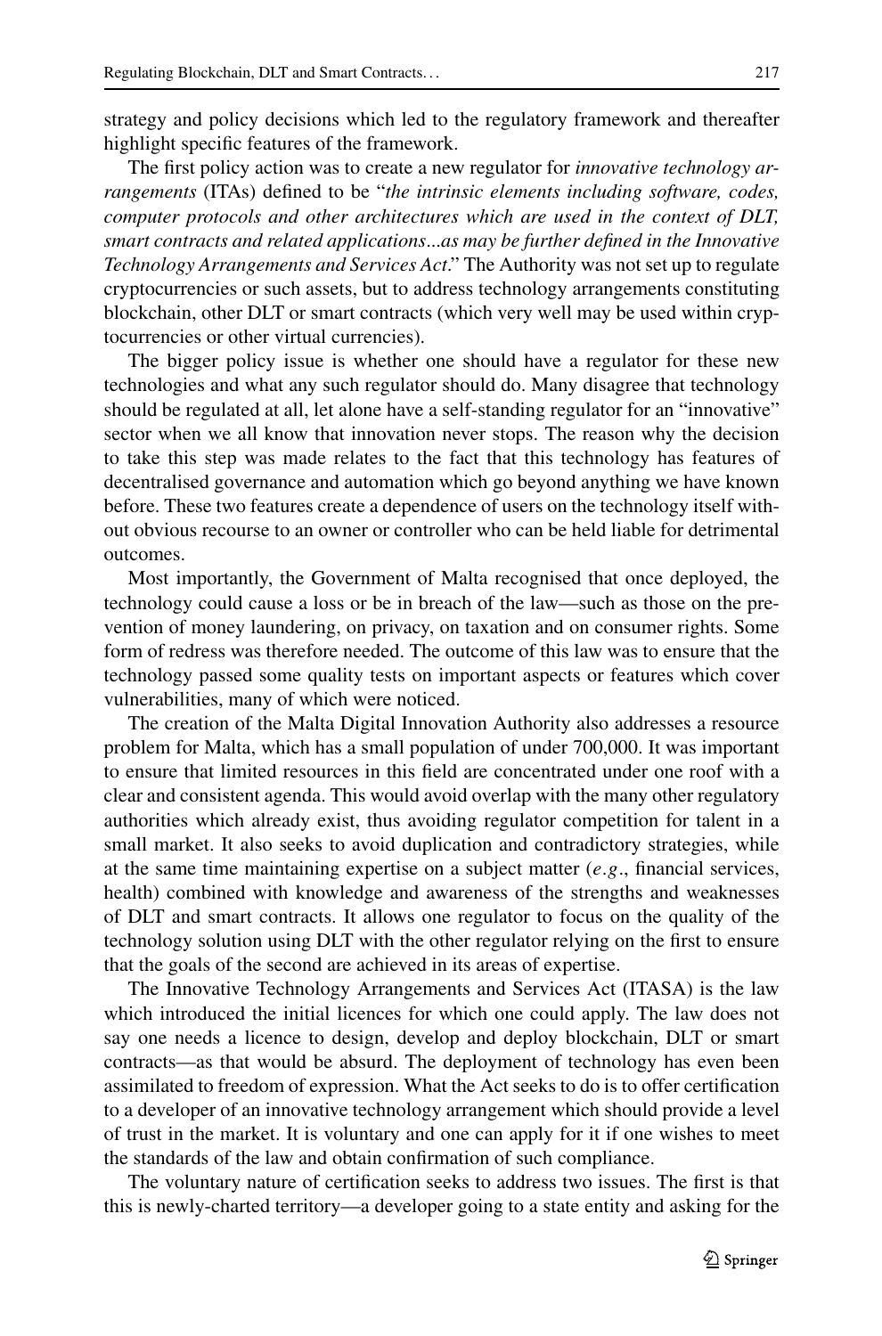strategy and policy decisions which led to the regulatory framework and thereafter highlight specific features of the framework.

The first policy action was to create a new regulator for *innovative technology arrangements* (ITAs) defined to be "*the intrinsic elements including software, codes, computer protocols and other architectures which are used in the context of DLT, smart contracts and related applications...as may be further defined in the Innovative Technology Arrangements and Services Act*." The Authority was not set up to regulate cryptocurrencies or such assets, but to address technology arrangements constituting blockchain, other DLT or smart contracts (which very well may be used within cryptocurrencies or other virtual currencies).

The bigger policy issue is whether one should have a regulator for these new technologies and what any such regulator should do. Many disagree that technology should be regulated at all, let alone have a self-standing regulator for an "innovative" sector when we all know that innovation never stops. The reason why the decision to take this step was made relates to the fact that this technology has features of decentralised governance and automation which go beyond anything we have known before. These two features create a dependence of users on the technology itself without obvious recourse to an owner or controller who can be held liable for detrimental outcomes.

Most importantly, the Government of Malta recognised that once deployed, the technology could cause a loss or be in breach of the law—such as those on the prevention of money laundering, on privacy, on taxation and on consumer rights. Some form of redress was therefore needed. The outcome of this law was to ensure that the technology passed some quality tests on important aspects or features which cover vulnerabilities, many of which were noticed.

The creation of the Malta Digital Innovation Authority also addresses a resource problem for Malta, which has a small population of under 700,000. It was important to ensure that limited resources in this field are concentrated under one roof with a clear and consistent agenda. This would avoid overlap with the many other regulatory authorities which already exist, thus avoiding regulator competition for talent in a small market. It also seeks to avoid duplication and contradictory strategies, while at the same time maintaining expertise on a subject matter (*e.g*., financial services, health) combined with knowledge and awareness of the strengths and weaknesses of DLT and smart contracts. It allows one regulator to focus on the quality of the technology solution using DLT with the other regulator relying on the first to ensure that the goals of the second are achieved in its areas of expertise.

The Innovative Technology Arrangements and Services Act (ITASA) is the law which introduced the initial licences for which one could apply. The law does not say one needs a licence to design, develop and deploy blockchain, DLT or smart contracts—as that would be absurd. The deployment of technology has even been assimilated to freedom of expression. What the Act seeks to do is to offer certification to a developer of an innovative technology arrangement which should provide a level of trust in the market. It is voluntary and one can apply for it if one wishes to meet the standards of the law and obtain confirmation of such compliance.

The voluntary nature of certification seeks to address two issues. The first is that this is newly-charted territory—a developer going to a state entity and asking for the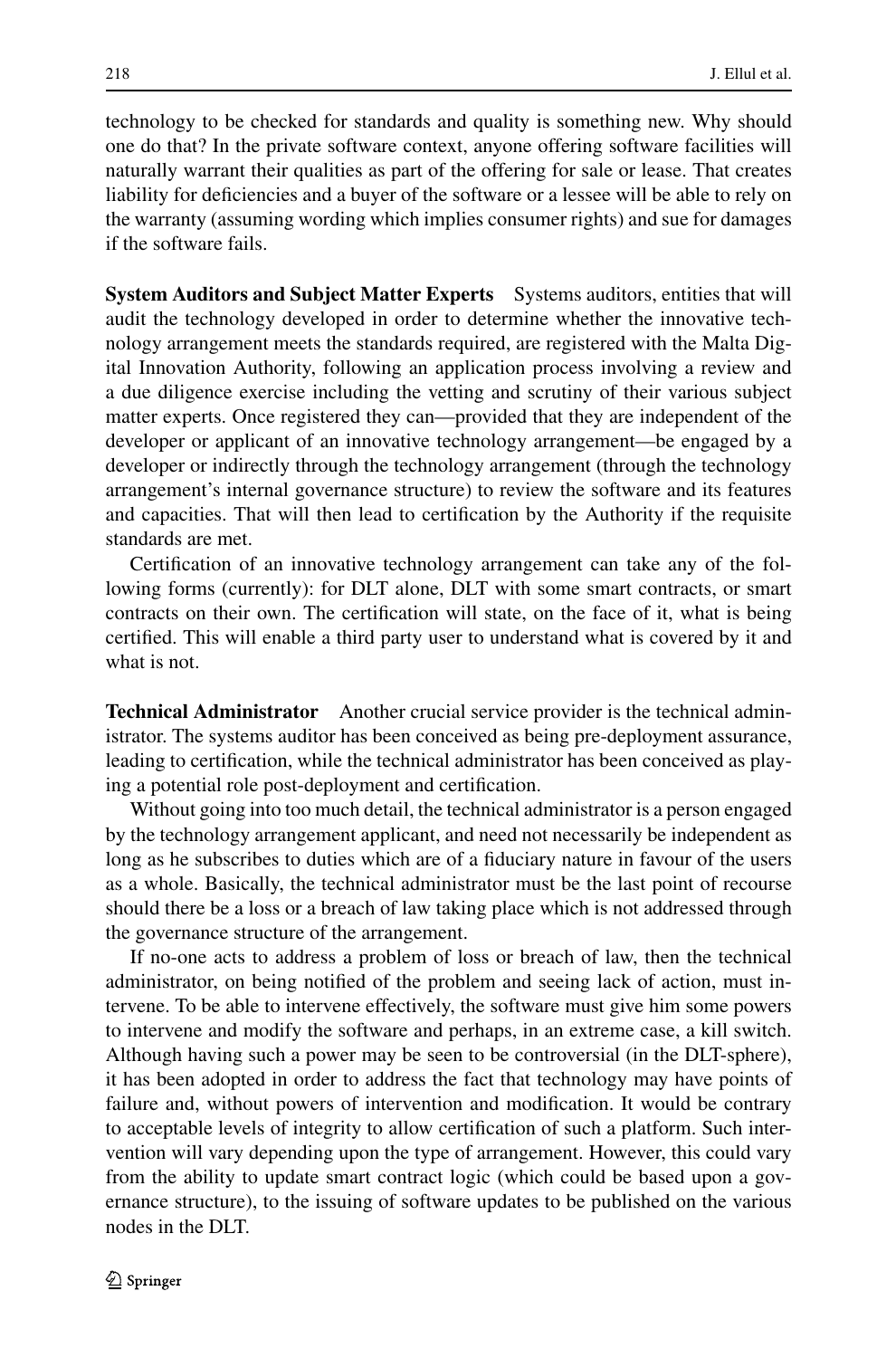technology to be checked for standards and quality is something new. Why should one do that? In the private software context, anyone offering software facilities will naturally warrant their qualities as part of the offering for sale or lease. That creates liability for deficiencies and a buyer of the software or a lessee will be able to rely on the warranty (assuming wording which implies consumer rights) and sue for damages if the software fails.

**System Auditors and Subject Matter Experts** Systems auditors, entities that will audit the technology developed in order to determine whether the innovative technology arrangement meets the standards required, are registered with the Malta Digital Innovation Authority, following an application process involving a review and a due diligence exercise including the vetting and scrutiny of their various subject matter experts. Once registered they can—provided that they are independent of the developer or applicant of an innovative technology arrangement—be engaged by a developer or indirectly through the technology arrangement (through the technology arrangement's internal governance structure) to review the software and its features and capacities. That will then lead to certification by the Authority if the requisite standards are met.

Certification of an innovative technology arrangement can take any of the following forms (currently): for DLT alone, DLT with some smart contracts, or smart contracts on their own. The certification will state, on the face of it, what is being certified. This will enable a third party user to understand what is covered by it and what is not.

**Technical Administrator** Another crucial service provider is the technical administrator. The systems auditor has been conceived as being pre-deployment assurance, leading to certification, while the technical administrator has been conceived as playing a potential role post-deployment and certification.

Without going into too much detail, the technical administrator is a person engaged by the technology arrangement applicant, and need not necessarily be independent as long as he subscribes to duties which are of a fiduciary nature in favour of the users as a whole. Basically, the technical administrator must be the last point of recourse should there be a loss or a breach of law taking place which is not addressed through the governance structure of the arrangement.

If no-one acts to address a problem of loss or breach of law, then the technical administrator, on being notified of the problem and seeing lack of action, must intervene. To be able to intervene effectively, the software must give him some powers to intervene and modify the software and perhaps, in an extreme case, a kill switch. Although having such a power may be seen to be controversial (in the DLT-sphere), it has been adopted in order to address the fact that technology may have points of failure and, without powers of intervention and modification. It would be contrary to acceptable levels of integrity to allow certification of such a platform. Such intervention will vary depending upon the type of arrangement. However, this could vary from the ability to update smart contract logic (which could be based upon a governance structure), to the issuing of software updates to be published on the various nodes in the DLT.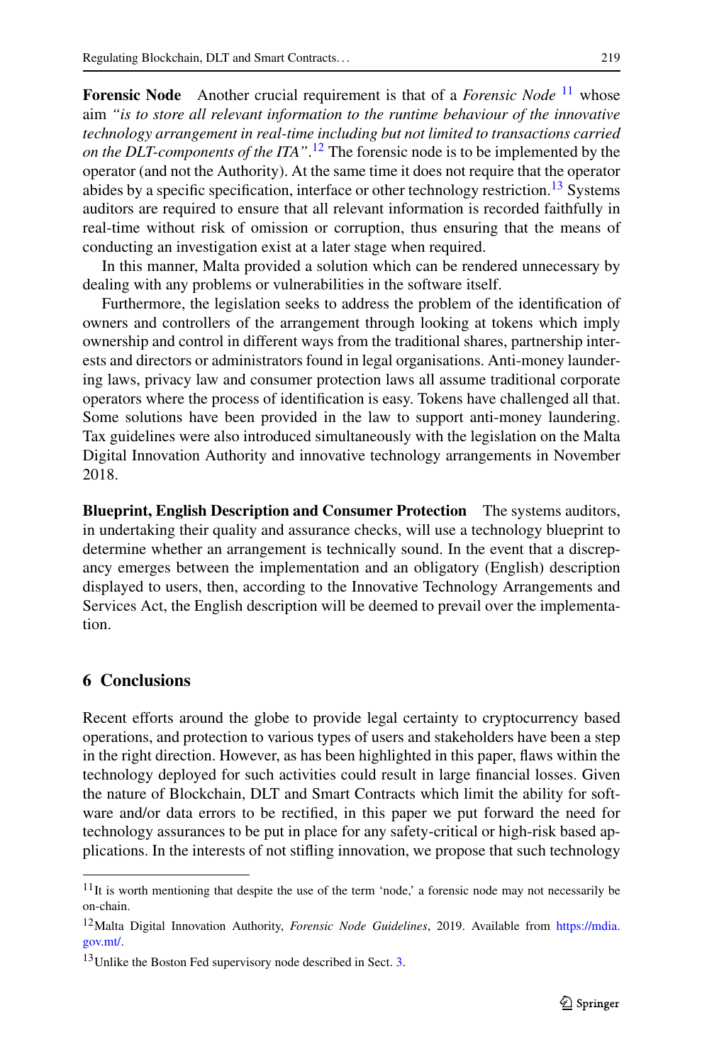**Forensic Node** Another crucial requirement is that of a *Forensic Node* [11] whose aim *"is to store all relevant information to the runtime behaviour of the innovative technology arrangement in real-time including but not limited to transactions carried on the DLT-components of the ITA"*.[12] The forensic node is to be implemented by the operator (and not the Authority). At the same time it does not require that the operator abides by a specific specification, interface or other technology restriction.[13] Systems auditors are required to ensure that all relevant information is recorded faithfully in real-time without risk of omission or corruption, thus ensuring that the means of conducting an investigation exist at a later stage when required.

In this manner, Malta provided a solution which can be rendered unnecessary by dealing with any problems or vulnerabilities in the software itself.

Furthermore, the legislation seeks to address the problem of the identification of owners and controllers of the arrangement through looking at tokens which imply ownership and control in different ways from the traditional shares, partnership interests and directors or administrators found in legal organisations. Anti-money laundering laws, privacy law and consumer protection laws all assume traditional corporate operators where the process of identification is easy. Tokens have challenged all that. Some solutions have been provided in the law to support anti-money laundering. Tax guidelines were also introduced simultaneously with the legislation on the Malta Digital Innovation Authority and innovative technology arrangements in November 2018.

**Blueprint, English Description and Consumer Protection** The systems auditors, in undertaking their quality and assurance checks, will use a technology blueprint to determine whether an arrangement is technically sound. In the event that a discrepancy emerges between the implementation and an obligatory (English) description displayed to users, then, according to the Innovative Technology Arrangements and Services Act, the English description will be deemed to prevail over the implementation.

## 6 Conclusions

Recent efforts around the globe to provide legal certainty to cryptocurrency based operations, and protection to various types of users and stakeholders have been a step in the right direction. However, as has been highlighted in this paper, flaws within the technology deployed for such activities could result in large financial losses. Given the nature of Blockchain, DLT and Smart Contracts which limit the ability for software and/or data errors to be rectified, in this paper we put forward the need for technology assurances to be put in place for any safety-critical or high-risk based applications. In the interests of not stifling innovation, we propose that such technology

---

[11] It is worth mentioning that despite the use of the term 'node,' a forensic node may not necessarily be on-chain.

[12] Malta Digital Innovation Authority, *Forensic Node Guidelines*, 2019. Available from https://mdia.gov.mt/.

[13] Unlike the Boston Fed supervisory node described in Sect. 3.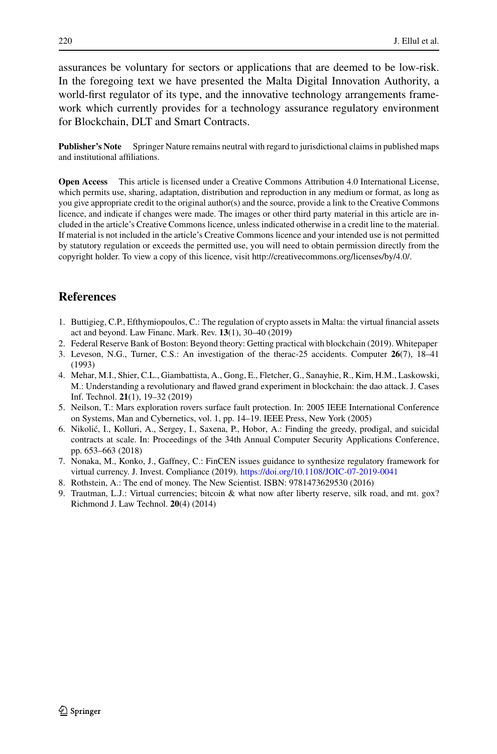assurances be voluntary for sectors or applications that are deemed to be low-risk. In the foregoing text we have presented the Malta Digital Innovation Authority, a world-first regulator of its type, and the innovative technology arrangements framework which currently provides for a technology assurance regulatory environment for Blockchain, DLT and Smart Contracts.

**Publisher's Note** Springer Nature remains neutral with regard to jurisdictional claims in published maps and institutional affiliations.

**Open Access** This article is licensed under a Creative Commons Attribution 4.0 International License, which permits use, sharing, adaptation, distribution and reproduction in any medium or format, as long as you give appropriate credit to the original author(s) and the source, provide a link to the Creative Commons licence, and indicate if changes were made. The images or other third party material in this article are included in the article's Creative Commons licence, unless indicated otherwise in a credit line to the material. If material is not included in the article's Creative Commons licence and your intended use is not permitted by statutory regulation or exceeds the permitted use, you will need to obtain permission directly from the copyright holder. To view a copy of this licence, visit http://creativecommons.org/licenses/by/4.0/.

## References

1. Buttigieg, C.P., Efthymiopoulos, C.: The regulation of crypto assets in Malta: the virtual financial assets act and beyond. Law Financ. Mark. Rev. **13**(1), 30–40 (2019)
2. Federal Reserve Bank of Boston: Beyond theory: Getting practical with blockchain (2019). Whitepaper
3. Leveson, N.G., Turner, C.S.: An investigation of the therac-25 accidents. Computer **26**(7), 18–41 (1993)
4. Mehar, M.I., Shier, C.L., Giambattista, A., Gong, E., Fletcher, G., Sanayhie, R., Kim, H.M., Laskowski, M.: Understanding a revolutionary and flawed grand experiment in blockchain: the dao attack. J. Cases Inf. Technol. **21**(1), 19–32 (2019)
5. Neilson, T.: Mars exploration rovers surface fault protection. In: 2005 IEEE International Conference on Systems, Man and Cybernetics, vol. 1, pp. 14–19. IEEE Press, New York (2005)
6. Nikolić, I., Kolluri, A., Sergey, I., Saxena, P., Hobor, A.: Finding the greedy, prodigal, and suicidal contracts at scale. In: Proceedings of the 34th Annual Computer Security Applications Conference, pp. 653–663 (2018)
7. Nonaka, M., Konko, J., Gaffney, C.: FinCEN issues guidance to synthesize regulatory framework for virtual currency. J. Invest. Compliance (2019). https://doi.org/10.1108/JOIC-07-2019-0041
8. Rothstein, A.: The end of money. The New Scientist. ISBN: 9781473629530 (2016)
9. Trautman, L.J.: Virtual currencies; bitcoin & what now after liberty reserve, silk road, and mt. gox? Richmond J. Law Technol. **20**(4) (2014)